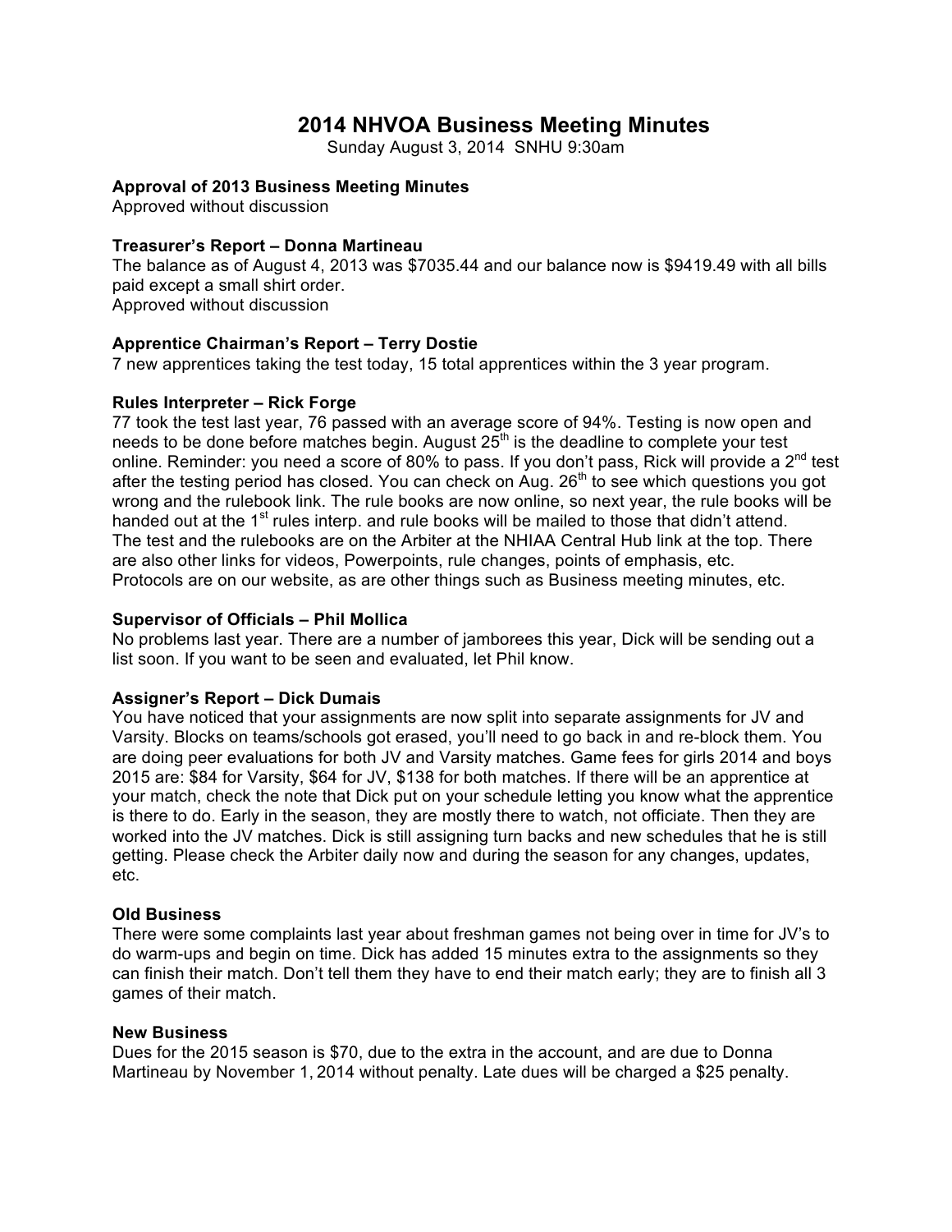# 2014 NHVOA Business Meeting Minutes

Sunday August 3, 2014 SNHU 9:30am

**Approval of 2013 Business Meeting Minutes**
Approved without discussion

**Treasurer's Report – Donna Martineau**
The balance as of August 4, 2013 was $7035.44 and our balance now is $9419.49 with all bills paid except a small shirt order.
Approved without discussion

**Apprentice Chairman's Report – Terry Dostie**
7 new apprentices taking the test today, 15 total apprentices within the 3 year program.

**Rules Interpreter – Rick Forge**
77 took the test last year, 76 passed with an average score of 94%. Testing is now open and needs to be done before matches begin. August 25th is the deadline to complete your test online. Reminder: you need a score of 80% to pass. If you don't pass, Rick will provide a 2nd test after the testing period has closed. You can check on Aug. 26th to see which questions you got wrong and the rulebook link. The rule books are now online, so next year, the rule books will be handed out at the 1st rules interp. and rule books will be mailed to those that didn't attend.
The test and the rulebooks are on the Arbiter at the NHIAA Central Hub link at the top. There are also other links for videos, Powerpoints, rule changes, points of emphasis, etc.
Protocols are on our website, as are other things such as Business meeting minutes, etc.

**Supervisor of Officials – Phil Mollica**
No problems last year. There are a number of jamborees this year, Dick will be sending out a list soon. If you want to be seen and evaluated, let Phil know.

**Assigner's Report – Dick Dumais**
You have noticed that your assignments are now split into separate assignments for JV and Varsity. Blocks on teams/schools got erased, you'll need to go back in and re-block them. You are doing peer evaluations for both JV and Varsity matches. Game fees for girls 2014 and boys 2015 are: $84 for Varsity, $64 for JV, $138 for both matches. If there will be an apprentice at your match, check the note that Dick put on your schedule letting you know what the apprentice is there to do. Early in the season, they are mostly there to watch, not officiate. Then they are worked into the JV matches. Dick is still assigning turn backs and new schedules that he is still getting. Please check the Arbiter daily now and during the season for any changes, updates, etc.

**Old Business**
There were some complaints last year about freshman games not being over in time for JV's to do warm-ups and begin on time. Dick has added 15 minutes extra to the assignments so they can finish their match. Don't tell them they have to end their match early; they are to finish all 3 games of their match.

**New Business**
Dues for the 2015 season is $70, due to the extra in the account, and are due to Donna Martineau by November 1, 2014 without penalty. Late dues will be charged a $25 penalty.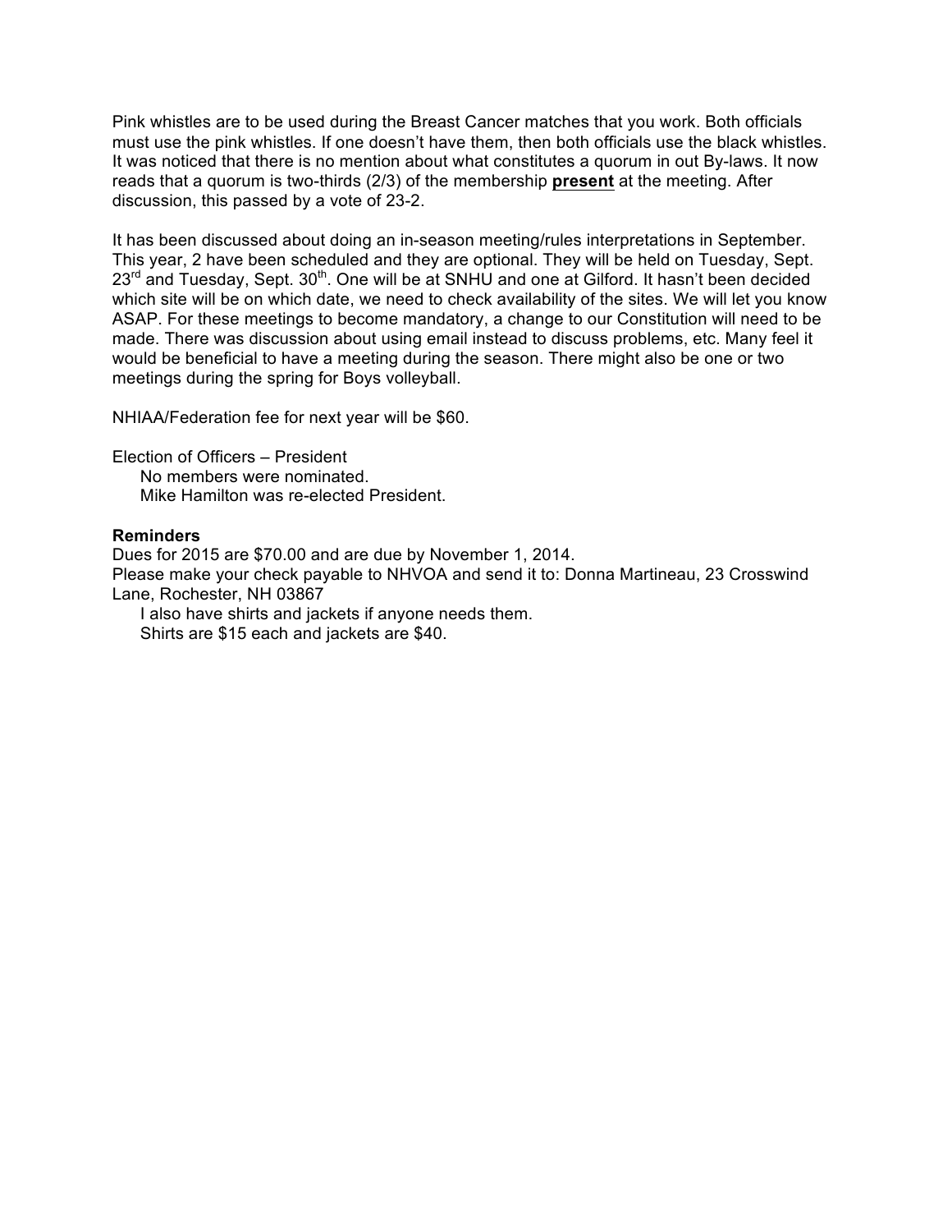Pink whistles are to be used during the Breast Cancer matches that you work. Both officials must use the pink whistles. If one doesn't have them, then both officials use the black whistles. It was noticed that there is no mention about what constitutes a quorum in out By-laws. It now reads that a quorum is two-thirds (2/3) of the membership **present** at the meeting. After discussion, this passed by a vote of 23-2.

It has been discussed about doing an in-season meeting/rules interpretations in September. This year, 2 have been scheduled and they are optional. They will be held on Tuesday, Sept. 23rd and Tuesday, Sept. 30th. One will be at SNHU and one at Gilford. It hasn't been decided which site will be on which date, we need to check availability of the sites. We will let you know ASAP. For these meetings to become mandatory, a change to our Constitution will need to be made. There was discussion about using email instead to discuss problems, etc. Many feel it would be beneficial to have a meeting during the season. There might also be one or two meetings during the spring for Boys volleyball.

NHIAA/Federation fee for next year will be $60.

Election of Officers – President

No members were nominated.
Mike Hamilton was re-elected President.

**Reminders**

Dues for 2015 are $70.00 and are due by November 1, 2014.
Please make your check payable to NHVOA and send it to: Donna Martineau, 23 Crosswind Lane, Rochester, NH 03867

I also have shirts and jackets if anyone needs them.
Shirts are $15 each and jackets are $40.